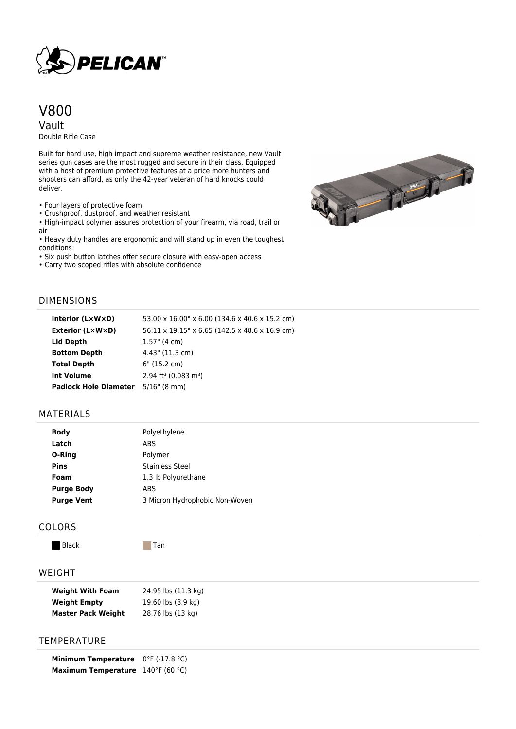# V800

## Vault

Double Rifle Case

Built for hard use, high impact and supreme weather resistance, new Vault series gun cases are the most rugged and secure in their class. Equipped with a host of premium protective features at a price more hunters and shooters can afford, as only the 42-year veteran of hard knocks could deliver.

- Four layers of protective foam
- Crushproof, dustproof, and weather resistant
- High-impact polymer assures protection of your firearm, via road, trail or air
- Heavy duty handles are ergonomic and will stand up in even the toughest conditions
- Six push button latches offer secure closure with easy-open access
- Carry two scoped rifles with absolute confidence

## DIMENSIONS

| | |
|---|---|
| **Interior (L×W×D)** | 53.00 x 16.00" x 6.00 (134.6 x 40.6 x 15.2 cm) |
| **Exterior (L×W×D)** | 56.11 x 19.15" x 6.65 (142.5 x 48.6 x 16.9 cm) |
| **Lid Depth** | 1.57" (4 cm) |
| **Bottom Depth** | 4.43" (11.3 cm) |
| **Total Depth** | 6" (15.2 cm) |
| **Int Volume** | 2.94 ft³ (0.083 m³) |
| **Padlock Hole Diameter** | 5/16" (8 mm) |

## MATERIALS

| | |
|---|---|
| **Body** | Polyethylene |
| **Latch** | ABS |
| **O-Ring** | Polymer |
| **Pins** | Stainless Steel |
| **Foam** | 1.3 lb Polyurethane |
| **Purge Body** | ABS |
| **Purge Vent** | 3 Micron Hydrophobic Non-Woven |

## COLORS

Black    Tan

## WEIGHT

| | |
|---|---|
| **Weight With Foam** | 24.95 lbs (11.3 kg) |
| **Weight Empty** | 19.60 lbs (8.9 kg) |
| **Master Pack Weight** | 28.76 lbs (13 kg) |

## TEMPERATURE

| | |
|---|---|
| **Minimum Temperature** | 0°F (-17.8 °C) |
| **Maximum Temperature** | 140°F (60 °C) |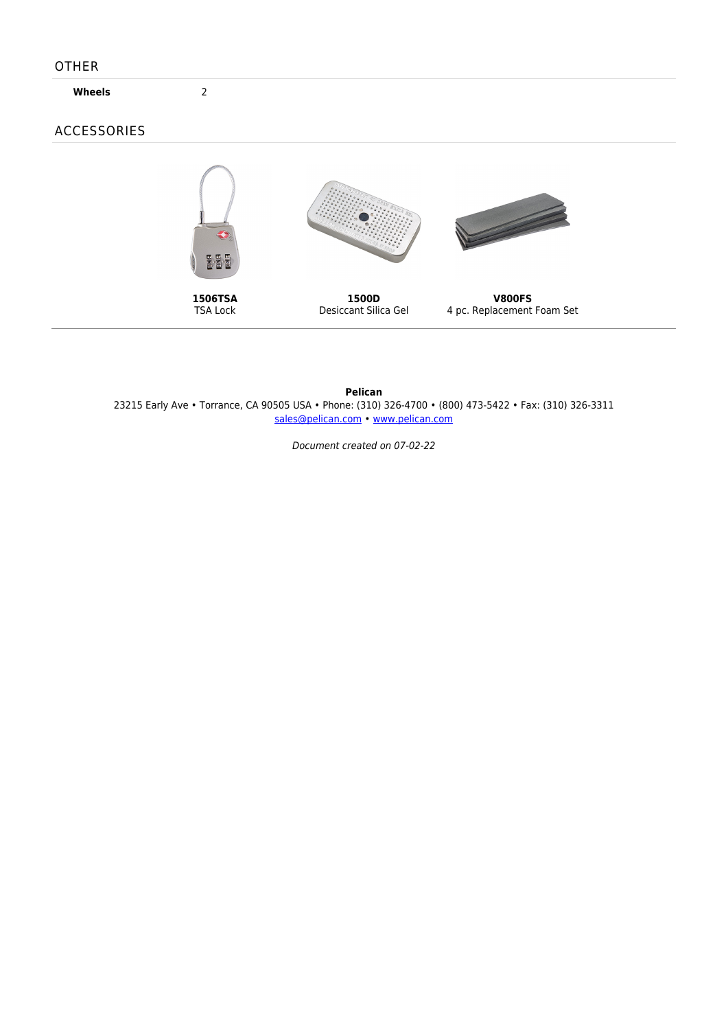## OTHER

| | |
|---|---|
| **Wheels** | 2 |

## ACCESSORIES

**1506TSA**
TSA Lock

**1500D**
Desiccant Silica Gel

**V800FS**
4 pc. Replacement Foam Set

---

**Pelican**
23215 Early Ave • Torrance, CA 90505 USA • Phone: (310) 326-4700 • (800) 473-5422 • Fax: (310) 326-3311
sales@pelican.com • www.pelican.com

*Document created on 07-02-22*